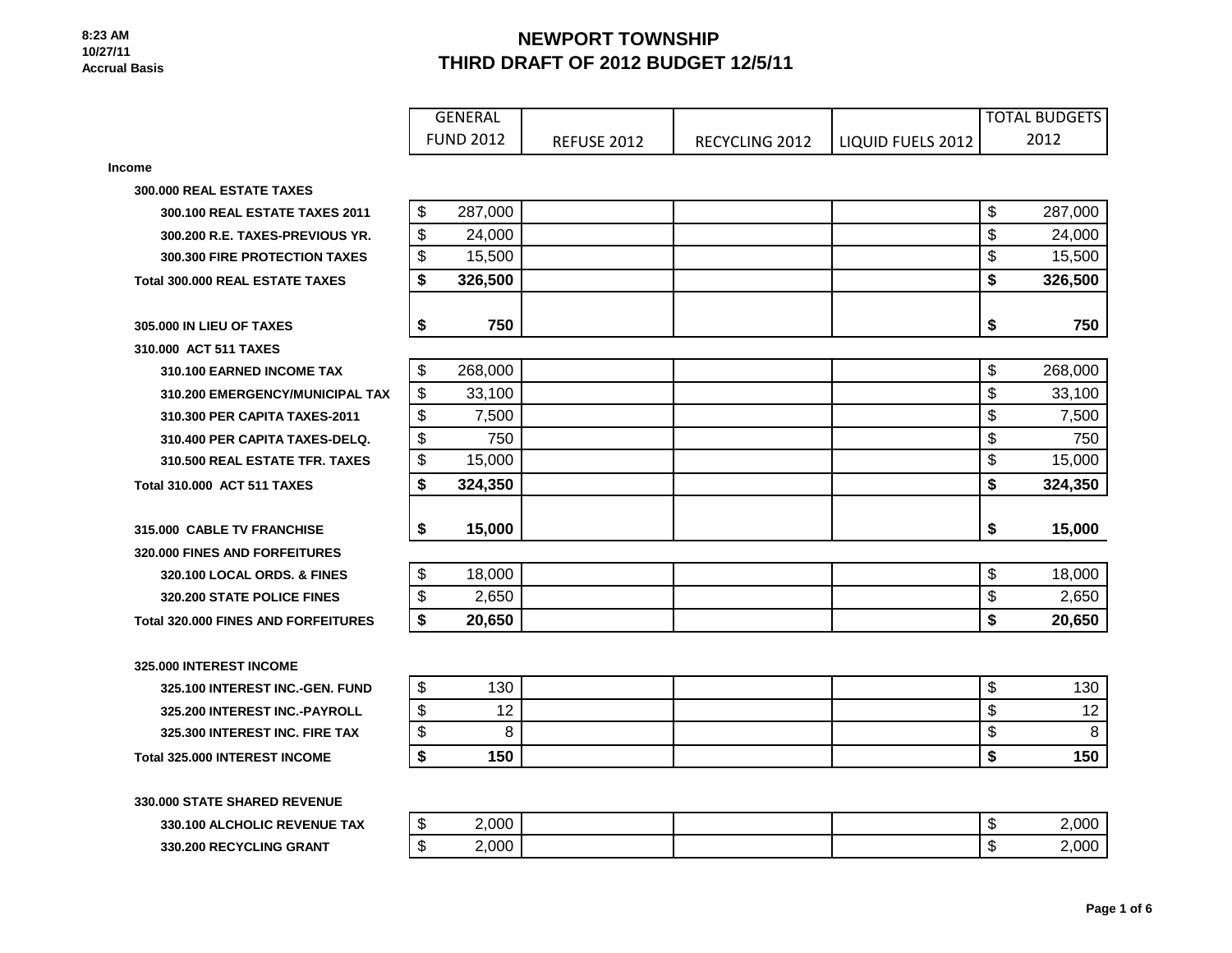8:23 AM
10/27/11
Accrual Basis

# NEWPORT TOWNSHIP
## THIRD DRAFT OF 2012 BUDGET 12/5/11

| | GENERAL FUND 2012 | REFUSE 2012 | RECYCLING 2012 | LIQUID FUELS 2012 | TOTAL BUDGETS 2012 |
|---|---|---|---|---|---|
| **Income** | | | | | |
| **300.000 REAL ESTATE TAXES** | | | | | |
| **300.100 REAL ESTATE TAXES 2011** | $ 287,000 | | | | $ 287,000 |
| **300.200 R.E. TAXES-PREVIOUS YR.** | $ 24,000 | | | | $ 24,000 |
| **300.300 FIRE PROTECTION TAXES** | $ 15,500 | | | | $ 15,500 |
| **Total 300.000 REAL ESTATE TAXES** | **$ 326,500** | | | | **$ 326,500** |
| **305.000 IN LIEU OF TAXES** | **$ 750** | | | | **$ 750** |
| **310.000 ACT 511 TAXES** | | | | | |
| **310.100 EARNED INCOME TAX** | $ 268,000 | | | | $ 268,000 |
| **310.200 EMERGENCY/MUNICIPAL TAX** | $ 33,100 | | | | $ 33,100 |
| **310.300 PER CAPITA TAXES-2011** | $ 7,500 | | | | $ 7,500 |
| **310.400 PER CAPITA TAXES-DELQ.** | $ 750 | | | | $ 750 |
| **310.500 REAL ESTATE TFR. TAXES** | $ 15,000 | | | | $ 15,000 |
| **Total 310.000 ACT 511 TAXES** | **$ 324,350** | | | | **$ 324,350** |
| **315.000 CABLE TV FRANCHISE** | **$ 15,000** | | | | **$ 15,000** |
| **320.000 FINES AND FORFEITURES** | | | | | |
| **320.100 LOCAL ORDS. & FINES** | $ 18,000 | | | | $ 18,000 |
| **320.200 STATE POLICE FINES** | $ 2,650 | | | | $ 2,650 |
| **Total 320.000 FINES AND FORFEITURES** | **$ 20,650** | | | | **$ 20,650** |
| **325.000 INTEREST INCOME** | | | | | |
| **325.100 INTEREST INC.-GEN. FUND** | $ 130 | | | | $ 130 |
| **325.200 INTEREST INC.-PAYROLL** | $ 12 | | | | $ 12 |
| **325.300 INTEREST INC. FIRE TAX** | $ 8 | | | | $ 8 |
| **Total 325.000 INTEREST INCOME** | **$ 150** | | | | **$ 150** |
| **330.000 STATE SHARED REVENUE** | | | | | |
| **330.100 ALCHOLIC REVENUE TAX** | $ 2,000 | | | | $ 2,000 |
| **330.200 RECYCLING GRANT** | $ 2,000 | | | | $ 2,000 |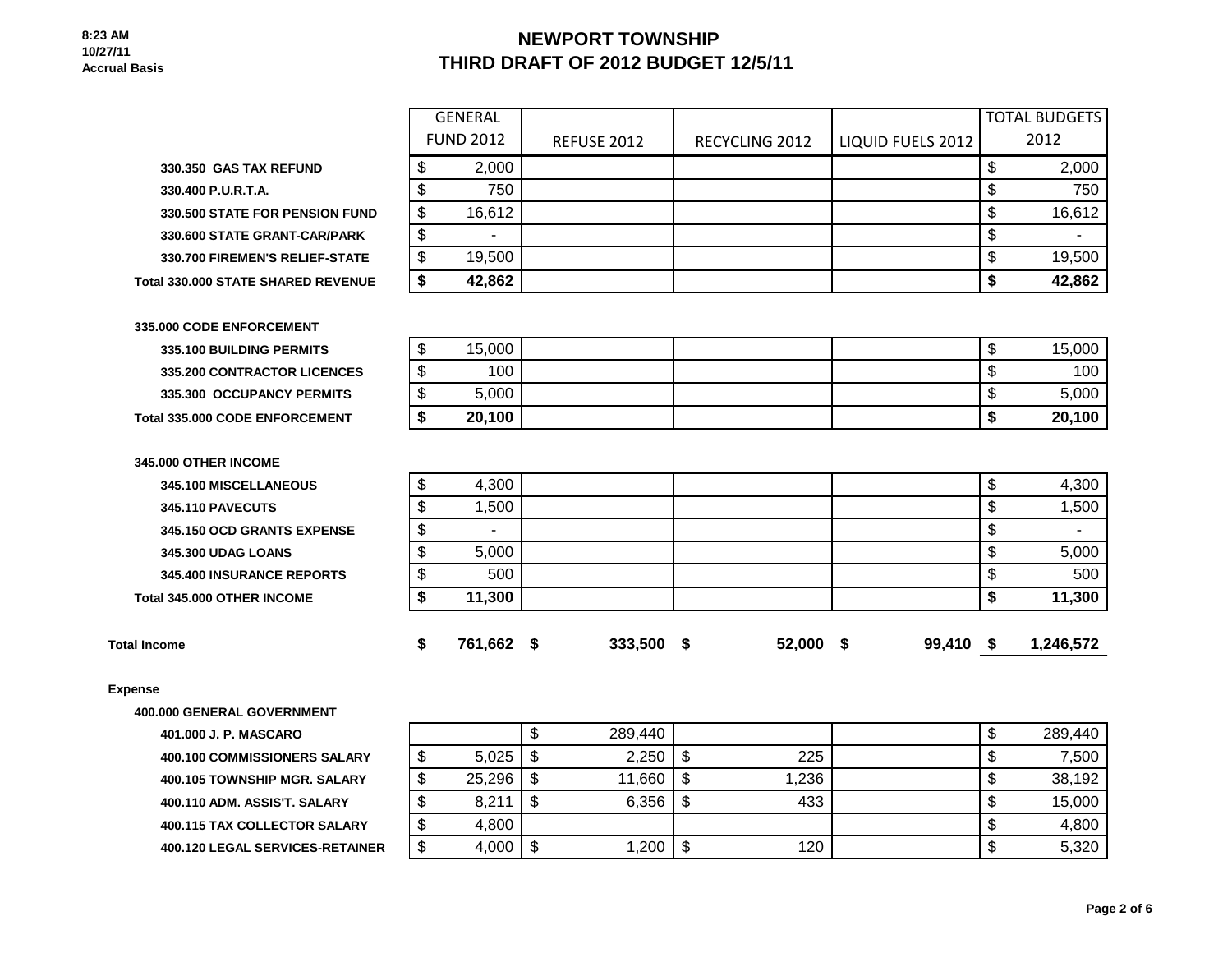8:23 AM
10/27/11
Accrual Basis

# NEWPORT TOWNSHIP
## THIRD DRAFT OF 2012 BUDGET 12/5/11

| | GENERAL FUND 2012 | REFUSE 2012 | RECYCLING 2012 | LIQUID FUELS 2012 | TOTAL BUDGETS 2012 |
|---|---|---|---|---|---|
| 330.350 GAS TAX REFUND | $ 2,000 | | | | $ 2,000 |
| 330.400 P.U.R.T.A. | $ 750 | | | | $ 750 |
| 330.500 STATE FOR PENSION FUND | $ 16,612 | | | | $ 16,612 |
| 330.600 STATE GRANT-CAR/PARK | $ - | | | | $ - |
| 330.700 FIREMEN'S RELIEF-STATE | $ 19,500 | | | | $ 19,500 |
| **Total 330.000 STATE SHARED REVENUE** | **$ 42,862** | | | | **$ 42,862** |
| | | | | | |
| **335.000 CODE ENFORCEMENT** | | | | | |
| 335.100 BUILDING PERMITS | $ 15,000 | | | | $ 15,000 |
| 335.200 CONTRACTOR LICENCES | $ 100 | | | | $ 100 |
| 335.300 OCCUPANCY PERMITS | $ 5,000 | | | | $ 5,000 |
| **Total 335.000 CODE ENFORCEMENT** | **$ 20,100** | | | | **$ 20,100** |
| | | | | | |
| **345.000 OTHER INCOME** | | | | | |
| 345.100 MISCELLANEOUS | $ 4,300 | | | | $ 4,300 |
| 345.110 PAVECUTS | $ 1,500 | | | | $ 1,500 |
| 345.150 OCD GRANTS EXPENSE | $ - | | | | $ - |
| 345.300 UDAG LOANS | $ 5,000 | | | | $ 5,000 |
| 345.400 INSURANCE REPORTS | $ 500 | | | | $ 500 |
| **Total 345.000 OTHER INCOME** | **$ 11,300** | | | | **$ 11,300** |
| | | | | | |
| **Total Income** | **$ 761,662** | **$ 333,500** | **$ 52,000** | **$ 99,410** | **$ 1,246,572** |
| | | | | | |
| **Expense** | | | | | |
| **400.000 GENERAL GOVERNMENT** | | | | | |
| 401.000 J. P. MASCARO | | $ 289,440 | | | $ 289,440 |
| 400.100 COMMISSIONERS SALARY | $ 5,025 | $ 2,250 | $ 225 | | $ 7,500 |
| 400.105 TOWNSHIP MGR. SALARY | $ 25,296 | $ 11,660 | $ 1,236 | | $ 38,192 |
| 400.110 ADM. ASSIS'T. SALARY | $ 8,211 | $ 6,356 | $ 433 | | $ 15,000 |
| 400.115 TAX COLLECTOR SALARY | $ 4,800 | | | | $ 4,800 |
| 400.120 LEGAL SERVICES-RETAINER | $ 4,000 | $ 1,200 | $ 120 | | $ 5,320 |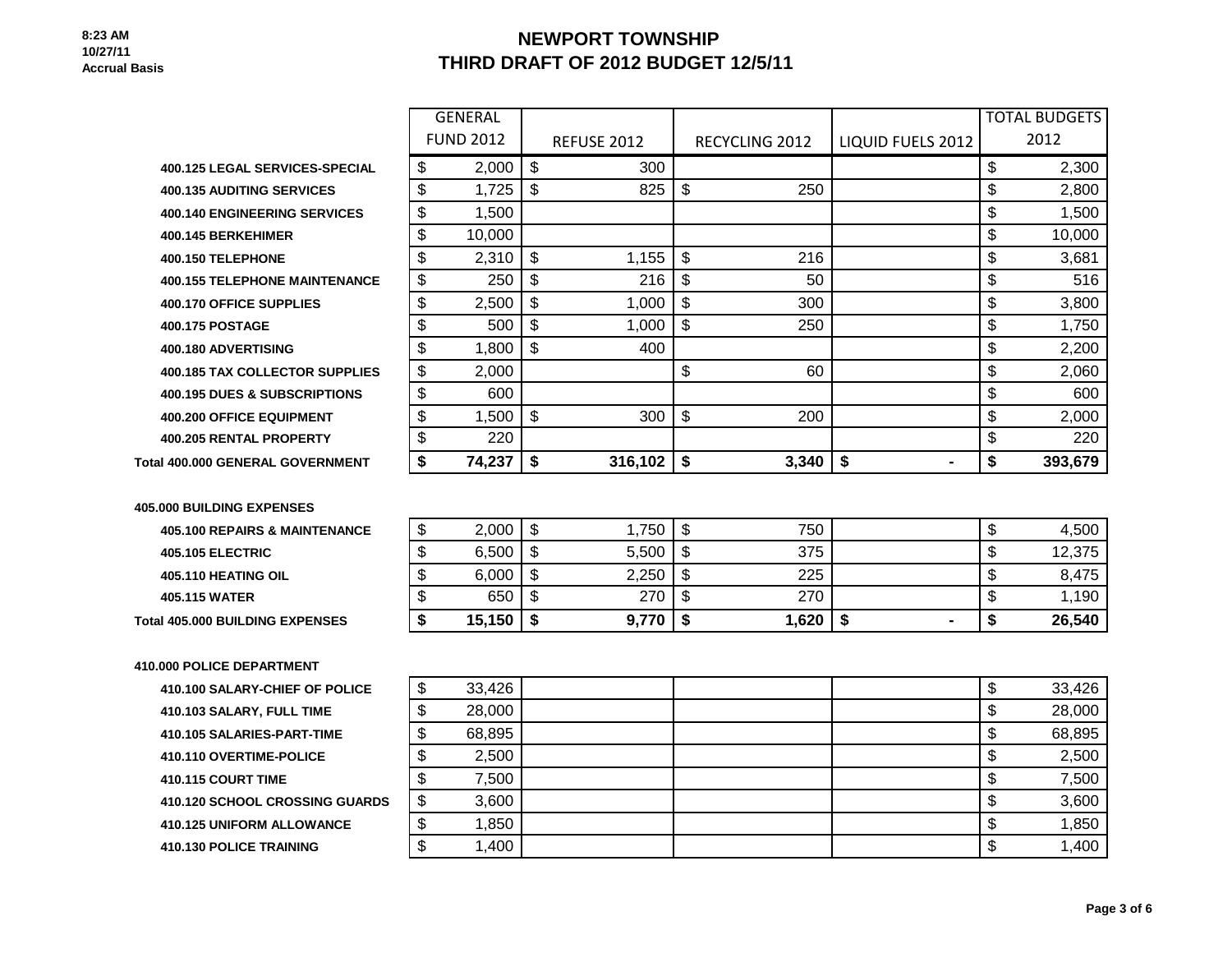# NEWPORT TOWNSHIP
## THIRD DRAFT OF 2012 BUDGET 12/5/11

8:23 AM
10/27/11
Accrual Basis

| | GENERAL FUND 2012 | REFUSE 2012 | RECYCLING 2012 | LIQUID FUELS 2012 | TOTAL BUDGETS 2012 |
|---|---|---|---|---|---|
| 400.125 LEGAL SERVICES-SPECIAL | $ 2,000 | $ 300 | | | $ 2,300 |
| 400.135 AUDITING SERVICES | $ 1,725 | $ 825 | $ 250 | | $ 2,800 |
| 400.140 ENGINEERING SERVICES | $ 1,500 | | | | $ 1,500 |
| 400.145 BERKEHIMER | $ 10,000 | | | | $ 10,000 |
| 400.150 TELEPHONE | $ 2,310 | $ 1,155 | $ 216 | | $ 3,681 |
| 400.155 TELEPHONE MAINTENANCE | $ 250 | $ 216 | $ 50 | | $ 516 |
| 400.170 OFFICE SUPPLIES | $ 2,500 | $ 1,000 | $ 300 | | $ 3,800 |
| 400.175 POSTAGE | $ 500 | $ 1,000 | $ 250 | | $ 1,750 |
| 400.180 ADVERTISING | $ 1,800 | $ 400 | | | $ 2,200 |
| 400.185 TAX COLLECTOR SUPPLIES | $ 2,000 | | $ 60 | | $ 2,060 |
| 400.195 DUES & SUBSCRIPTIONS | $ 600 | | | | $ 600 |
| 400.200 OFFICE EQUIPMENT | $ 1,500 | $ 300 | $ 200 | | $ 2,000 |
| 400.205 RENTAL PROPERTY | $ 220 | | | | $ 220 |
| **Total 400.000 GENERAL GOVERNMENT** | **$ 74,237** | **$ 316,102** | **$ 3,340** | **$ -** | **$ 393,679** |
| **405.000 BUILDING EXPENSES** | | | | | |
| 405.100 REPAIRS & MAINTENANCE | $ 2,000 | $ 1,750 | $ 750 | | $ 4,500 |
| 405.105 ELECTRIC | $ 6,500 | $ 5,500 | $ 375 | | $ 12,375 |
| 405.110 HEATING OIL | $ 6,000 | $ 2,250 | $ 225 | | $ 8,475 |
| 405.115 WATER | $ 650 | $ 270 | $ 270 | | $ 1,190 |
| **Total 405.000 BUILDING EXPENSES** | **$ 15,150** | **$ 9,770** | **$ 1,620** | **$ -** | **$ 26,540** |
| **410.000 POLICE DEPARTMENT** | | | | | |
| 410.100 SALARY-CHIEF OF POLICE | $ 33,426 | | | | $ 33,426 |
| 410.103 SALARY, FULL TIME | $ 28,000 | | | | $ 28,000 |
| 410.105 SALARIES-PART-TIME | $ 68,895 | | | | $ 68,895 |
| 410.110 OVERTIME-POLICE | $ 2,500 | | | | $ 2,500 |
| 410.115 COURT TIME | $ 7,500 | | | | $ 7,500 |
| 410.120 SCHOOL CROSSING GUARDS | $ 3,600 | | | | $ 3,600 |
| 410.125 UNIFORM ALLOWANCE | $ 1,850 | | | | $ 1,850 |
| 410.130 POLICE TRAINING | $ 1,400 | | | | $ 1,400 |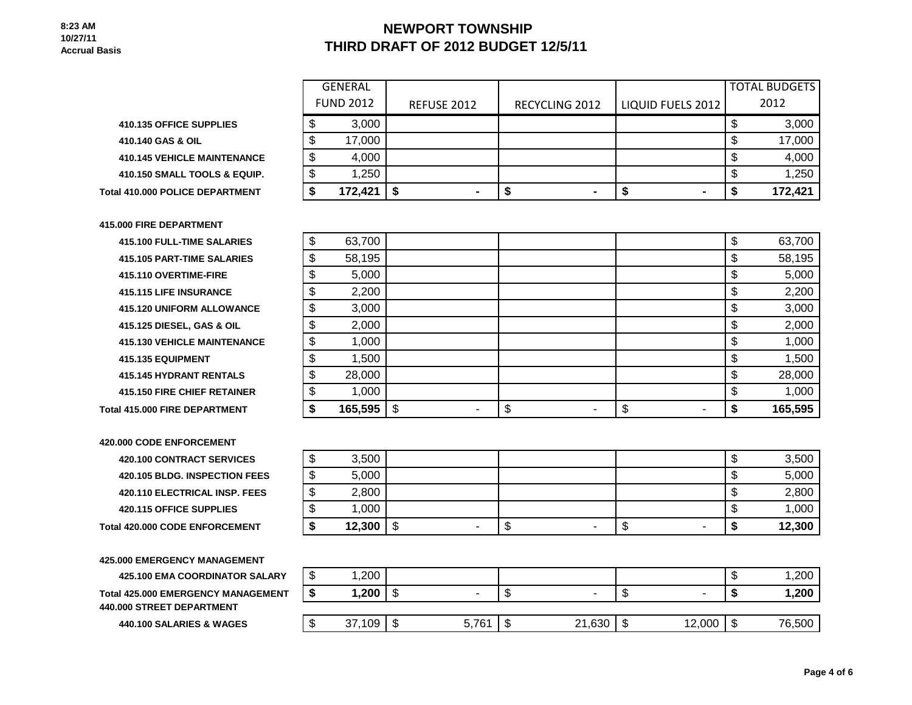8:23 AM
10/27/11
Accrual Basis

# NEWPORT TOWNSHIP
# THIRD DRAFT OF 2012 BUDGET 12/5/11

| | GENERAL FUND 2012 | REFUSE 2012 | RECYCLING 2012 | LIQUID FUELS 2012 | TOTAL BUDGETS 2012 |
|---|---|---|---|---|---|
| 410.135 OFFICE SUPPLIES | $ 3,000 | | | | $ 3,000 |
| 410.140 GAS & OIL | $ 17,000 | | | | $ 17,000 |
| 410.145 VEHICLE MAINTENANCE | $ 4,000 | | | | $ 4,000 |
| 410.150 SMALL TOOLS & EQUIP. | $ 1,250 | | | | $ 1,250 |
| **Total 410.000 POLICE DEPARTMENT** | **$ 172,421** | **$ -** | **$ -** | **$ -** | **$ 172,421** |
| **415.000 FIRE DEPARTMENT** | | | | | |
| 415.100 FULL-TIME SALARIES | $ 63,700 | | | | $ 63,700 |
| 415.105 PART-TIME SALARIES | $ 58,195 | | | | $ 58,195 |
| 415.110 OVERTIME-FIRE | $ 5,000 | | | | $ 5,000 |
| 415.115 LIFE INSURANCE | $ 2,200 | | | | $ 2,200 |
| 415.120 UNIFORM ALLOWANCE | $ 3,000 | | | | $ 3,000 |
| 415.125 DIESEL, GAS & OIL | $ 2,000 | | | | $ 2,000 |
| 415.130 VEHICLE MAINTENANCE | $ 1,000 | | | | $ 1,000 |
| 415.135 EQUIPMENT | $ 1,500 | | | | $ 1,500 |
| 415.145 HYDRANT RENTALS | $ 28,000 | | | | $ 28,000 |
| 415.150 FIRE CHIEF RETAINER | $ 1,000 | | | | $ 1,000 |
| **Total 415.000 FIRE DEPARTMENT** | **$ 165,595** | $ - | $ - | $ - | **$ 165,595** |
| **420.000 CODE ENFORCEMENT** | | | | | |
| 420.100 CONTRACT SERVICES | $ 3,500 | | | | $ 3,500 |
| 420.105 BLDG. INSPECTION FEES | $ 5,000 | | | | $ 5,000 |
| 420.110 ELECTRICAL INSP. FEES | $ 2,800 | | | | $ 2,800 |
| 420.115 OFFICE SUPPLIES | $ 1,000 | | | | $ 1,000 |
| **Total 420.000 CODE ENFORCEMENT** | **$ 12,300** | $ - | $ - | $ - | **$ 12,300** |
| **425.000 EMERGENCY MANAGEMENT** | | | | | |
| 425.100 EMA COORDINATOR SALARY | $ 1,200 | | | | $ 1,200 |
| **Total 425.000 EMERGENCY MANAGEMENT** | **$ 1,200** | $ - | $ - | $ - | **$ 1,200** |
| **440.000 STREET DEPARTMENT** | | | | | |
| 440.100 SALARIES & WAGES | $ 37,109 | $ 5,761 | $ 21,630 | $ 12,000 | $ 76,500 |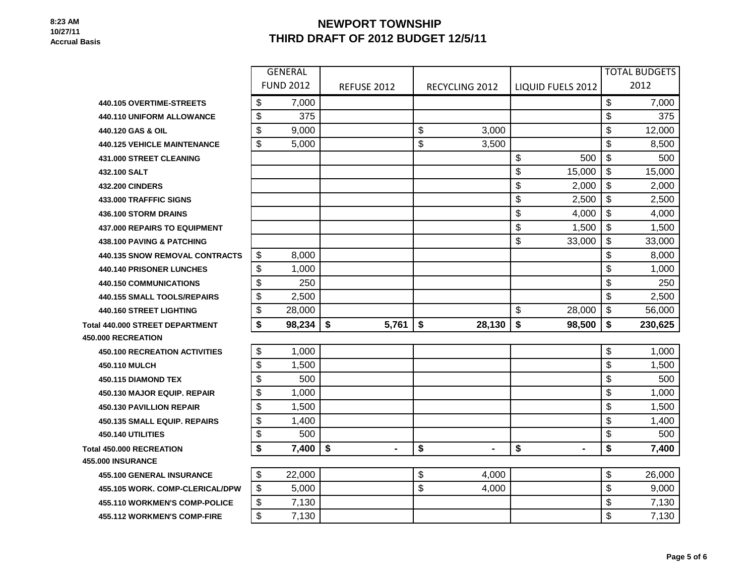# NEWPORT TOWNSHIP

## THIRD DRAFT OF 2012 BUDGET 12/5/11

8:23 AM
10/27/11
Accrual Basis

| | GENERAL FUND 2012 | REFUSE 2012 | RECYCLING 2012 | LIQUID FUELS 2012 | TOTAL BUDGETS 2012 |
|---|---|---|---|---|---|
| 440.105 OVERTIME-STREETS | $ 7,000 | | | | $ 7,000 |
| 440.110 UNIFORM ALLOWANCE | $ 375 | | | | $ 375 |
| 440.120 GAS & OIL | $ 9,000 | | $ 3,000 | | $ 12,000 |
| 440.125 VEHICLE MAINTENANCE | $ 5,000 | | $ 3,500 | | $ 8,500 |
| 431.000 STREET CLEANING | | | | $ 500 | $ 500 |
| 432.100 SALT | | | | $ 15,000 | $ 15,000 |
| 432.200 CINDERS | | | | $ 2,000 | $ 2,000 |
| 433.000 TRAFFFIC SIGNS | | | | $ 2,500 | $ 2,500 |
| 436.100 STORM DRAINS | | | | $ 4,000 | $ 4,000 |
| 437.000 REPAIRS TO EQUIPMENT | | | | $ 1,500 | $ 1,500 |
| 438.100 PAVING & PATCHING | | | | $ 33,000 | $ 33,000 |
| 440.135 SNOW REMOVAL CONTRACTS | $ 8,000 | | | | $ 8,000 |
| 440.140 PRISONER LUNCHES | $ 1,000 | | | | $ 1,000 |
| 440.150 COMMUNICATIONS | $ 250 | | | | $ 250 |
| 440.155 SMALL TOOLS/REPAIRS | $ 2,500 | | | | $ 2,500 |
| 440.160 STREET LIGHTING | $ 28,000 | | | $ 28,000 | $ 56,000 |
| **Total 440.000 STREET DEPARTMENT** | **$ 98,234** | **$ 5,761** | **$ 28,130** | **$ 98,500** | **$ 230,625** |
| **450.000 RECREATION** | | | | | |
| 450.100 RECREATION ACTIVITIES | $ 1,000 | | | | $ 1,000 |
| 450.110 MULCH | $ 1,500 | | | | $ 1,500 |
| 450.115 DIAMOND TEX | $ 500 | | | | $ 500 |
| 450.130 MAJOR EQUIP. REPAIR | $ 1,000 | | | | $ 1,000 |
| 450.130 PAVILLION REPAIR | $ 1,500 | | | | $ 1,500 |
| 450.135 SMALL EQUIP. REPAIRS | $ 1,400 | | | | $ 1,400 |
| 450.140 UTILITIES | $ 500 | | | | $ 500 |
| **Total 450.000 RECREATION** | **$ 7,400** | **$ -** | **$ -** | **$ -** | **$ 7,400** |
| **455.000 INSURANCE** | | | | | |
| 455.100 GENERAL INSURANCE | $ 22,000 | | $ 4,000 | | $ 26,000 |
| 455.105 WORK. COMP-CLERICAL/DPW | $ 5,000 | | $ 4,000 | | $ 9,000 |
| 455.110 WORKMEN'S COMP-POLICE | $ 7,130 | | | | $ 7,130 |
| 455.112 WORKMEN'S COMP-FIRE | $ 7,130 | | | | $ 7,130 |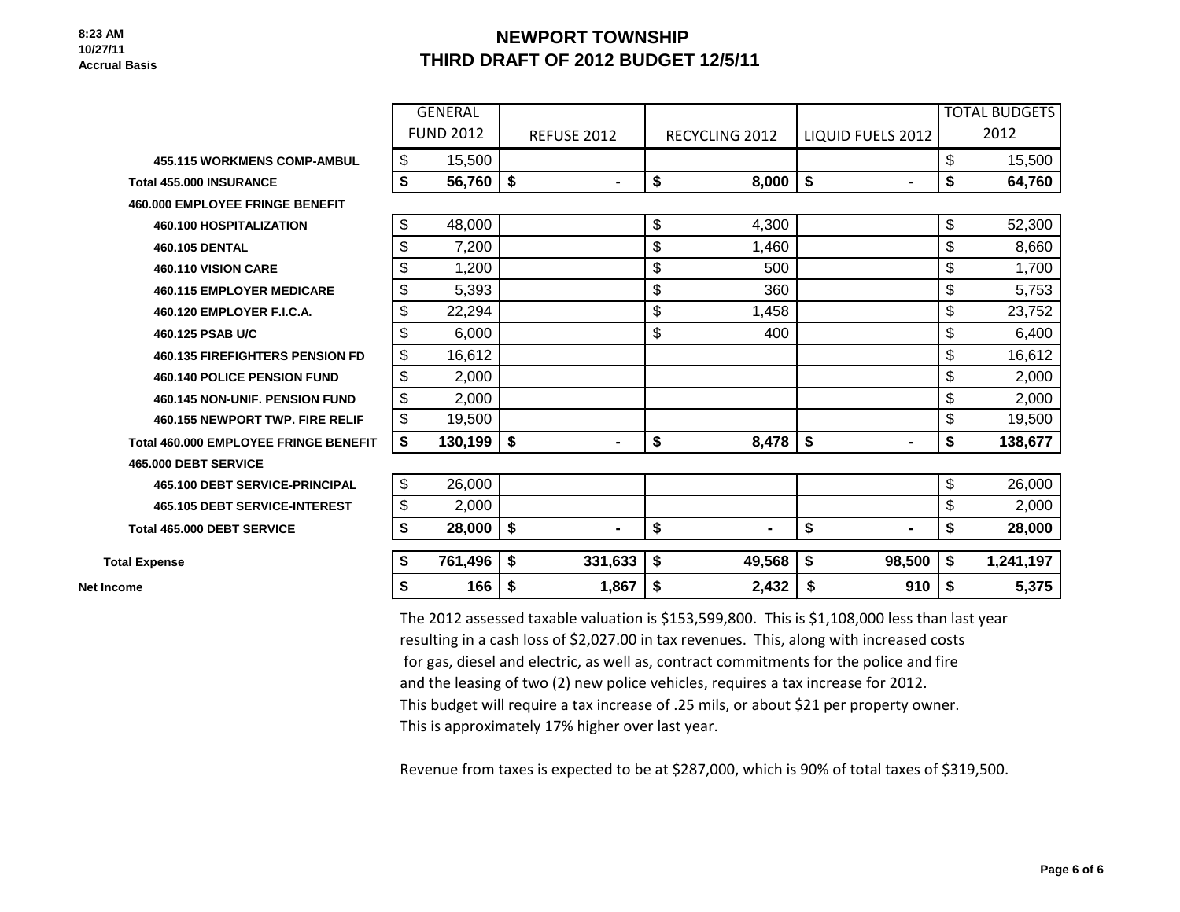8:23 AM
10/27/11
Accrual Basis

# NEWPORT TOWNSHIP
## THIRD DRAFT OF 2012 BUDGET 12/5/11

| | GENERAL FUND 2012 | REFUSE 2012 | RECYCLING 2012 | LIQUID FUELS 2012 | TOTAL BUDGETS 2012 |
|---|---|---|---|---|---|
| 455.115 WORKMENS COMP-AMBUL | $ 15,500 | | | | $ 15,500 |
| **Total 455.000 INSURANCE** | **$ 56,760** | **$ -** | **$ 8,000** | **$ -** | **$ 64,760** |
| **460.000 EMPLOYEE FRINGE BENEFIT** | | | | | |
| 460.100 HOSPITALIZATION | $ 48,000 | | $ 4,300 | | $ 52,300 |
| 460.105 DENTAL | $ 7,200 | | $ 1,460 | | $ 8,660 |
| 460.110 VISION CARE | $ 1,200 | | $ 500 | | $ 1,700 |
| 460.115 EMPLOYER MEDICARE | $ 5,393 | | $ 360 | | $ 5,753 |
| 460.120 EMPLOYER F.I.C.A. | $ 22,294 | | $ 1,458 | | $ 23,752 |
| 460.125 PSAB U/C | $ 6,000 | | $ 400 | | $ 6,400 |
| 460.135 FIREFIGHTERS PENSION FD | $ 16,612 | | | | $ 16,612 |
| 460.140 POLICE PENSION FUND | $ 2,000 | | | | $ 2,000 |
| 460.145 NON-UNIF. PENSION FUND | $ 2,000 | | | | $ 2,000 |
| 460.155 NEWPORT TWP. FIRE RELIF | $ 19,500 | | | | $ 19,500 |
| **Total 460.000 EMPLOYEE FRINGE BENEFIT** | **$ 130,199** | **$ -** | **$ 8,478** | **$ -** | **$ 138,677** |
| **465.000 DEBT SERVICE** | | | | | |
| 465.100 DEBT SERVICE-PRINCIPAL | $ 26,000 | | | | $ 26,000 |
| 465.105 DEBT SERVICE-INTEREST | $ 2,000 | | | | $ 2,000 |
| **Total 465.000 DEBT SERVICE** | **$ 28,000** | **$ -** | **$ -** | **$ -** | **$ 28,000** |
| **Total Expense** | **$ 761,496** | **$ 331,633** | **$ 49,568** | **$ 98,500** | **$ 1,241,197** |
| **Net Income** | **$ 166** | **$ 1,867** | **$ 2,432** | **$ 910** | **$ 5,375** |

The 2012 assessed taxable valuation is $153,599,800. This is $1,108,000 less than last year resulting in a cash loss of $2,027.00 in tax revenues. This, along with increased costs for gas, diesel and electric, as well as, contract commitments for the police and fire and the leasing of two (2) new police vehicles, requires a tax increase for 2012. This budget will require a tax increase of .25 mils, or about $21 per property owner. This is approximately 17% higher over last year.

Revenue from taxes is expected to be at $287,000, which is 90% of total taxes of $319,500.